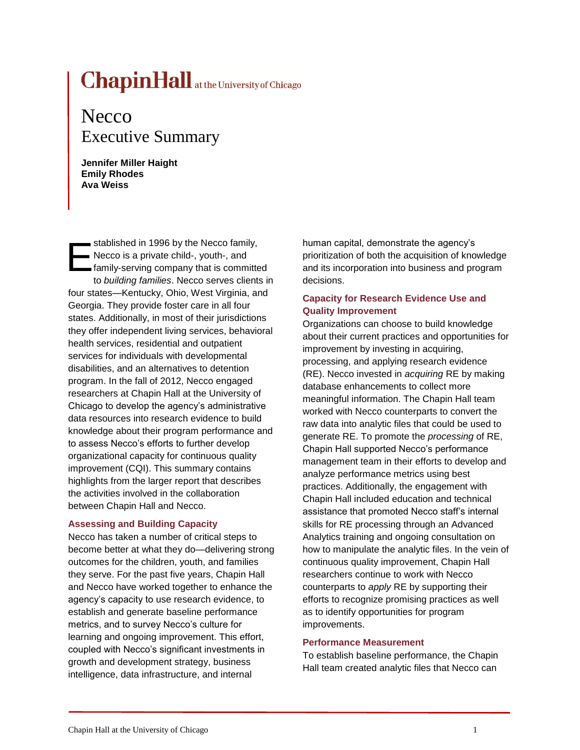Chapin Hall at the University of Chicago

# Necco
## Executive Summary

**Jennifer Miller Haight**
**Emily Rhodes**
**Ava Weiss**

Established in 1996 by the Necco family, Necco is a private child-, youth-, and family-serving company that is committed to *building families*. Necco serves clients in four states—Kentucky, Ohio, West Virginia, and Georgia. They provide foster care in all four states. Additionally, in most of their jurisdictions they offer independent living services, behavioral health services, residential and outpatient services for individuals with developmental disabilities, and an alternatives to detention program. In the fall of 2012, Necco engaged researchers at Chapin Hall at the University of Chicago to develop the agency's administrative data resources into research evidence to build knowledge about their program performance and to assess Necco's efforts to further develop organizational capacity for continuous quality improvement (CQI). This summary contains highlights from the larger report that describes the activities involved in the collaboration between Chapin Hall and Necco.

### Assessing and Building Capacity

Necco has taken a number of critical steps to become better at what they do—delivering strong outcomes for the children, youth, and families they serve. For the past five years, Chapin Hall and Necco have worked together to enhance the agency's capacity to use research evidence, to establish and generate baseline performance metrics, and to survey Necco's culture for learning and ongoing improvement. This effort, coupled with Necco's significant investments in growth and development strategy, business intelligence, data infrastructure, and internal human capital, demonstrate the agency's prioritization of both the acquisition of knowledge and its incorporation into business and program decisions.

### Capacity for Research Evidence Use and Quality Improvement

Organizations can choose to build knowledge about their current practices and opportunities for improvement by investing in acquiring, processing, and applying research evidence (RE). Necco invested in *acquiring* RE by making database enhancements to collect more meaningful information. The Chapin Hall team worked with Necco counterparts to convert the raw data into analytic files that could be used to generate RE. To promote the *processing* of RE, Chapin Hall supported Necco's performance management team in their efforts to develop and analyze performance metrics using best practices. Additionally, the engagement with Chapin Hall included education and technical assistance that promoted Necco staff's internal skills for RE processing through an Advanced Analytics training and ongoing consultation on how to manipulate the analytic files. In the vein of continuous quality improvement, Chapin Hall researchers continue to work with Necco counterparts to *apply* RE by supporting their efforts to recognize promising practices as well as to identify opportunities for program improvements.

### Performance Measurement

To establish baseline performance, the Chapin Hall team created analytic files that Necco can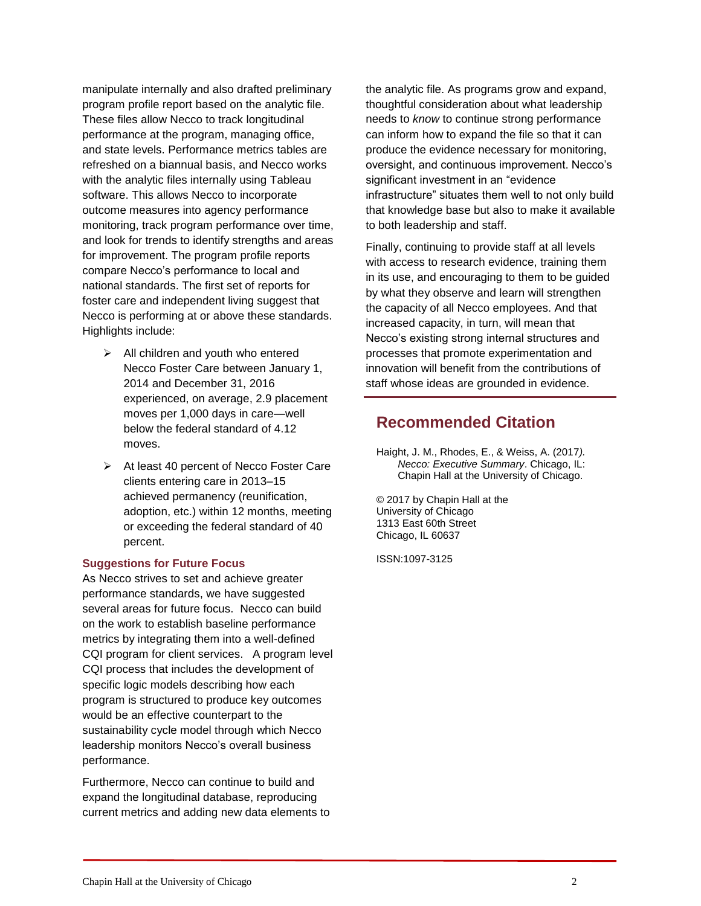manipulate internally and also drafted preliminary program profile report based on the analytic file. These files allow Necco to track longitudinal performance at the program, managing office, and state levels. Performance metrics tables are refreshed on a biannual basis, and Necco works with the analytic files internally using Tableau software. This allows Necco to incorporate outcome measures into agency performance monitoring, track program performance over time, and look for trends to identify strengths and areas for improvement. The program profile reports compare Necco's performance to local and national standards. The first set of reports for foster care and independent living suggest that Necco is performing at or above these standards. Highlights include:

- All children and youth who entered Necco Foster Care between January 1, 2014 and December 31, 2016 experienced, on average, 2.9 placement moves per 1,000 days in care—well below the federal standard of 4.12 moves.
- At least 40 percent of Necco Foster Care clients entering care in 2013–15 achieved permanency (reunification, adoption, etc.) within 12 months, meeting or exceeding the federal standard of 40 percent.

### Suggestions for Future Focus

As Necco strives to set and achieve greater performance standards, we have suggested several areas for future focus. Necco can build on the work to establish baseline performance metrics by integrating them into a well-defined CQI program for client services. A program level CQI process that includes the development of specific logic models describing how each program is structured to produce key outcomes would be an effective counterpart to the sustainability cycle model through which Necco leadership monitors Necco's overall business performance.

Furthermore, Necco can continue to build and expand the longitudinal database, reproducing current metrics and adding new data elements to the analytic file. As programs grow and expand, thoughtful consideration about what leadership needs to *know* to continue strong performance can inform how to expand the file so that it can produce the evidence necessary for monitoring, oversight, and continuous improvement. Necco's significant investment in an "evidence infrastructure" situates them well to not only build that knowledge base but also to make it available to both leadership and staff.

Finally, continuing to provide staff at all levels with access to research evidence, training them in its use, and encouraging to them to be guided by what they observe and learn will strengthen the capacity of all Necco employees. And that increased capacity, in turn, will mean that Necco's existing strong internal structures and processes that promote experimentation and innovation will benefit from the contributions of staff whose ideas are grounded in evidence.

## Recommended Citation

Haight, J. M., Rhodes, E., & Weiss, A. (2017). *Necco: Executive Summary*. Chicago, IL: Chapin Hall at the University of Chicago.

© 2017 by Chapin Hall at the University of Chicago
1313 East 60th Street
Chicago, IL 60637

ISSN:1097-3125